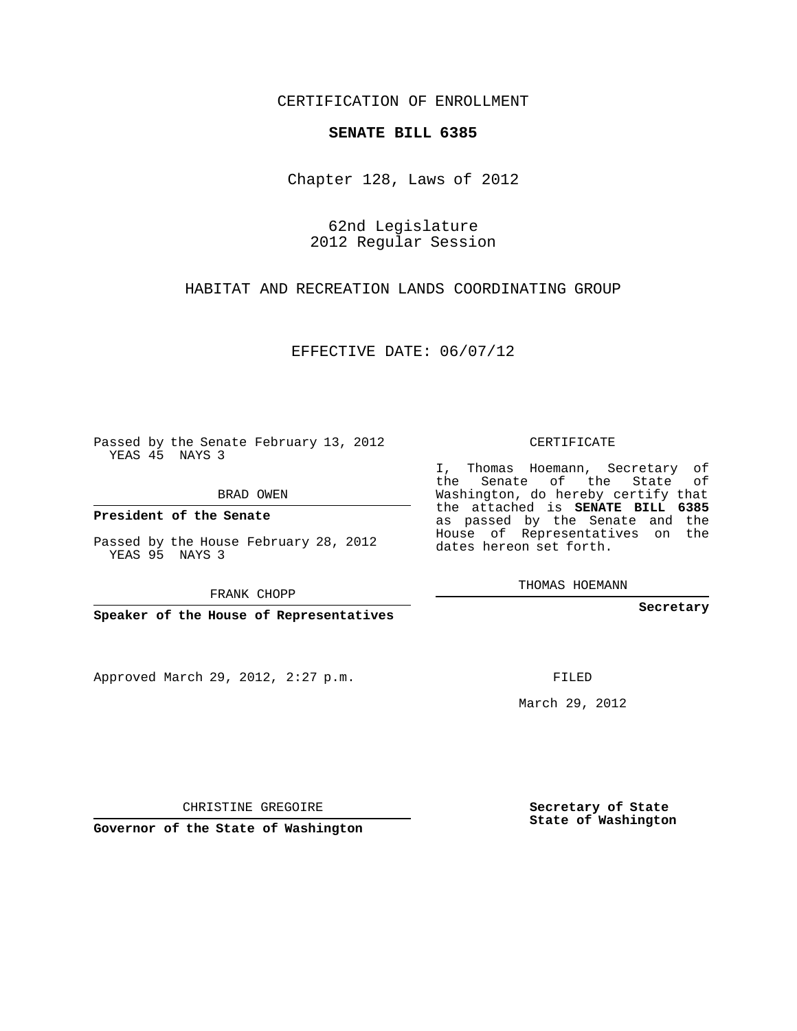CERTIFICATION OF ENROLLMENT

**SENATE BILL 6385**

Chapter 128, Laws of 2012

62nd Legislature
2012 Regular Session

HABITAT AND RECREATION LANDS COORDINATING GROUP

EFFECTIVE DATE: 06/07/12

Passed by the Senate February 13, 2012
YEAS 45 NAYS 3

BRAD OWEN

**President of the Senate**

Passed by the House February 28, 2012
YEAS 95 NAYS 3

FRANK CHOPP

**Speaker of the House of Representatives**

Approved March 29, 2012, 2:27 p.m.

CHRISTINE GREGOIRE

**Governor of the State of Washington**

CERTIFICATE

I, Thomas Hoemann, Secretary of the Senate of the State of Washington, do hereby certify that the attached is **SENATE BILL 6385** as passed by the Senate and the House of Representatives on the dates hereon set forth.

THOMAS HOEMANN

**Secretary**

FILED

March 29, 2012

**Secretary of State**
**State of Washington**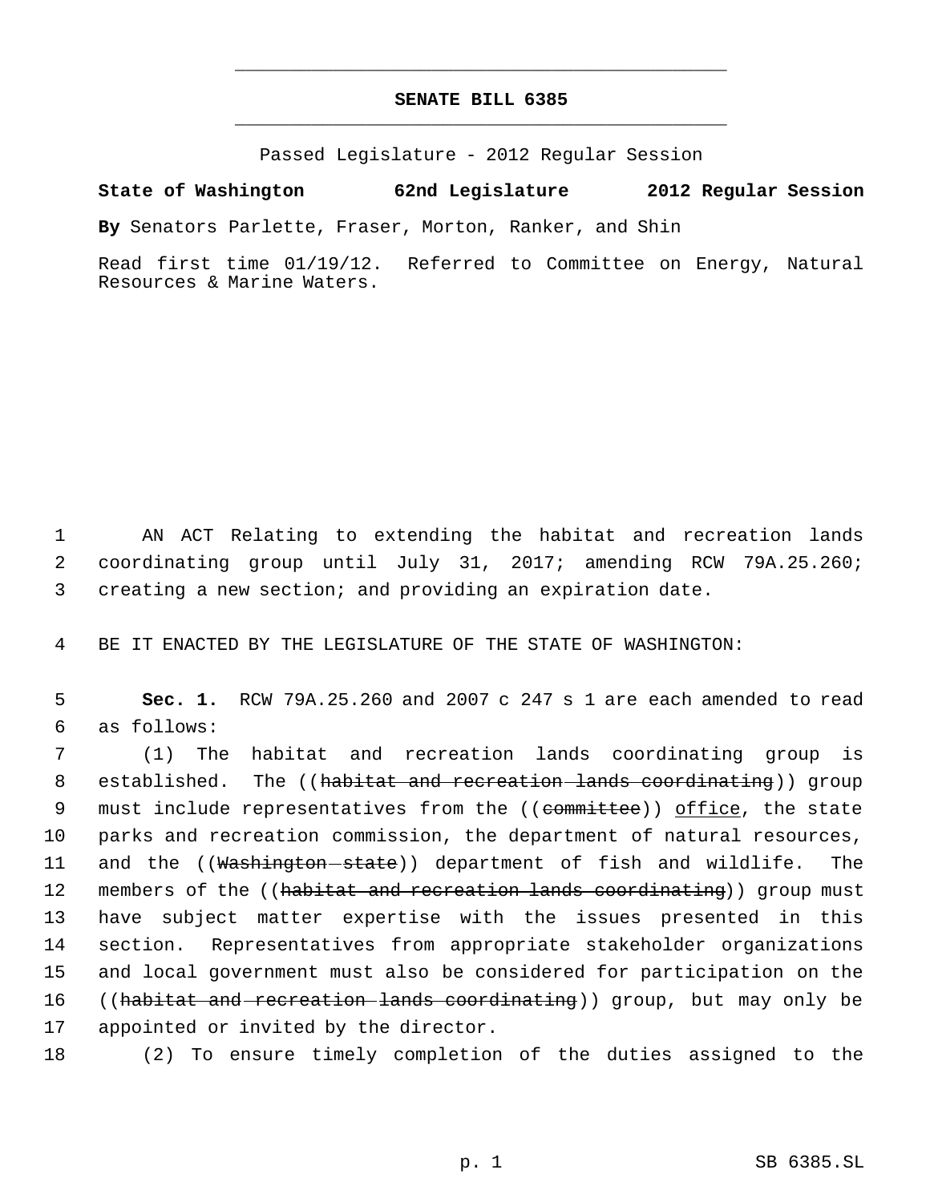# SENATE BILL 6385

Passed Legislature - 2012 Regular Session

**State of Washington 62nd Legislature 2012 Regular Session**

**By** Senators Parlette, Fraser, Morton, Ranker, and Shin

Read first time 01/19/12. Referred to Committee on Energy, Natural Resources & Marine Waters.

1 AN ACT Relating to extending the habitat and recreation lands
2 coordinating group until July 31, 2017; amending RCW 79A.25.260;
3 creating a new section; and providing an expiration date.

4 BE IT ENACTED BY THE LEGISLATURE OF THE STATE OF WASHINGTON:

5 **Sec. 1.** RCW 79A.25.260 and 2007 c 247 s 1 are each amended to read
6 as follows:

7 (1) The habitat and recreation lands coordinating group is
8 established. The ((~~habitat and recreation lands coordinating~~)) group
9 must include representatives from the ((~~committee~~)) <u>office</u>, the state
10 parks and recreation commission, the department of natural resources,
11 and the ((~~Washington state~~)) department of fish and wildlife. The
12 members of the ((~~habitat and recreation lands coordinating~~)) group must
13 have subject matter expertise with the issues presented in this
14 section. Representatives from appropriate stakeholder organizations
15 and local government must also be considered for participation on the
16 ((~~habitat and recreation lands coordinating~~)) group, but may only be
17 appointed or invited by the director.

18 (2) To ensure timely completion of the duties assigned to the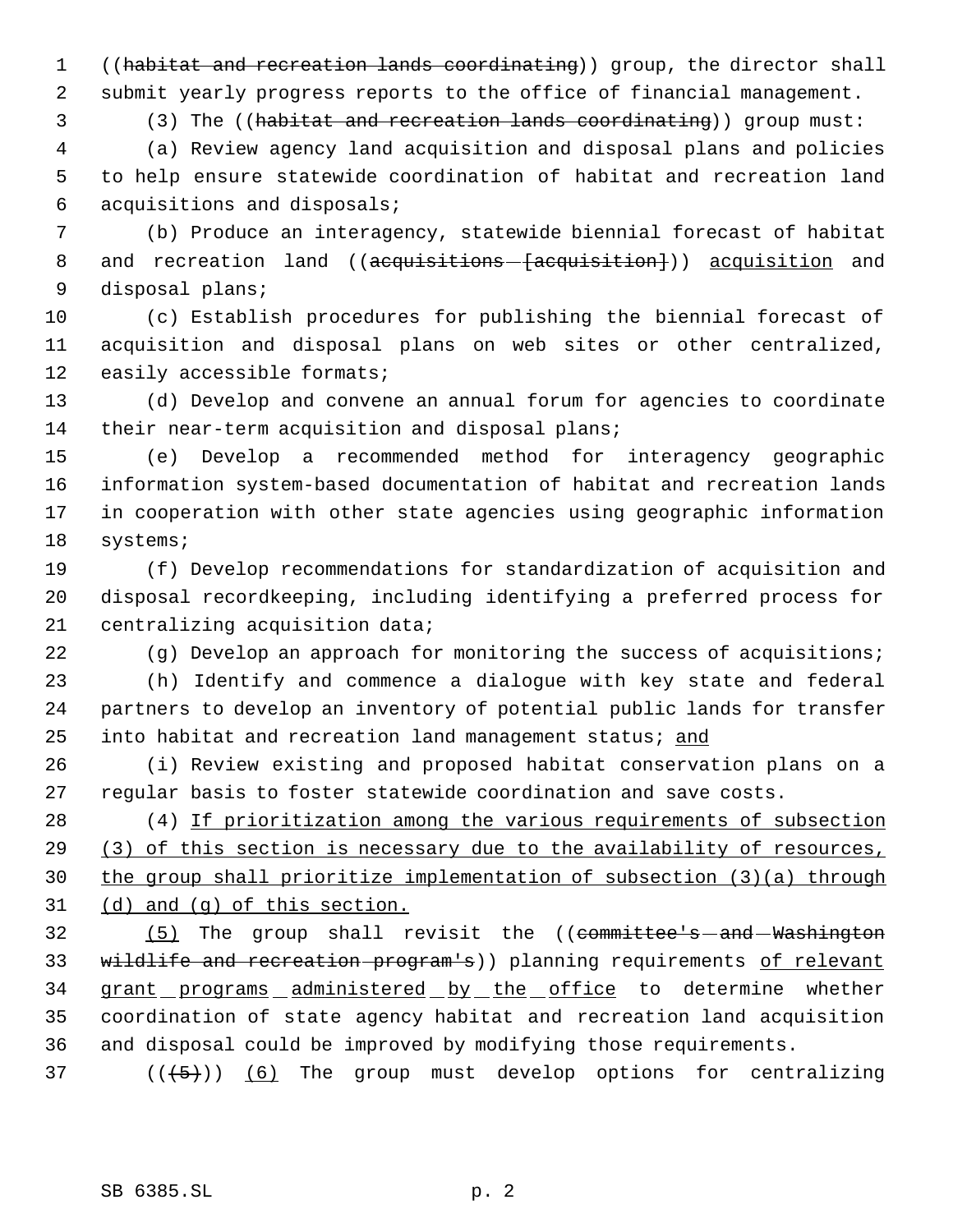((~~habitat and recreation lands coordinating~~)) group, the director shall submit yearly progress reports to the office of financial management.

(3) The ((~~habitat and recreation lands coordinating~~)) group must:

(a) Review agency land acquisition and disposal plans and policies to help ensure statewide coordination of habitat and recreation land acquisitions and disposals;

(b) Produce an interagency, statewide biennial forecast of habitat and recreation land ((~~acquisitions [acquisition]~~)) acquisition and disposal plans;

(c) Establish procedures for publishing the biennial forecast of acquisition and disposal plans on web sites or other centralized, easily accessible formats;

(d) Develop and convene an annual forum for agencies to coordinate their near-term acquisition and disposal plans;

(e) Develop a recommended method for interagency geographic information system-based documentation of habitat and recreation lands in cooperation with other state agencies using geographic information systems;

(f) Develop recommendations for standardization of acquisition and disposal recordkeeping, including identifying a preferred process for centralizing acquisition data;

(g) Develop an approach for monitoring the success of acquisitions;

(h) Identify and commence a dialogue with key state and federal partners to develop an inventory of potential public lands for transfer into habitat and recreation land management status; and

(i) Review existing and proposed habitat conservation plans on a regular basis to foster statewide coordination and save costs.

(4) If prioritization among the various requirements of subsection (3) of this section is necessary due to the availability of resources, the group shall prioritize implementation of subsection (3)(a) through (d) and (g) of this section.

(5) The group shall revisit the ((~~committee's and Washington wildlife and recreation program's~~)) planning requirements of relevant grant programs administered by the office to determine whether coordination of state agency habitat and recreation land acquisition and disposal could be improved by modifying those requirements.

((~~(5)~~)) (6) The group must develop options for centralizing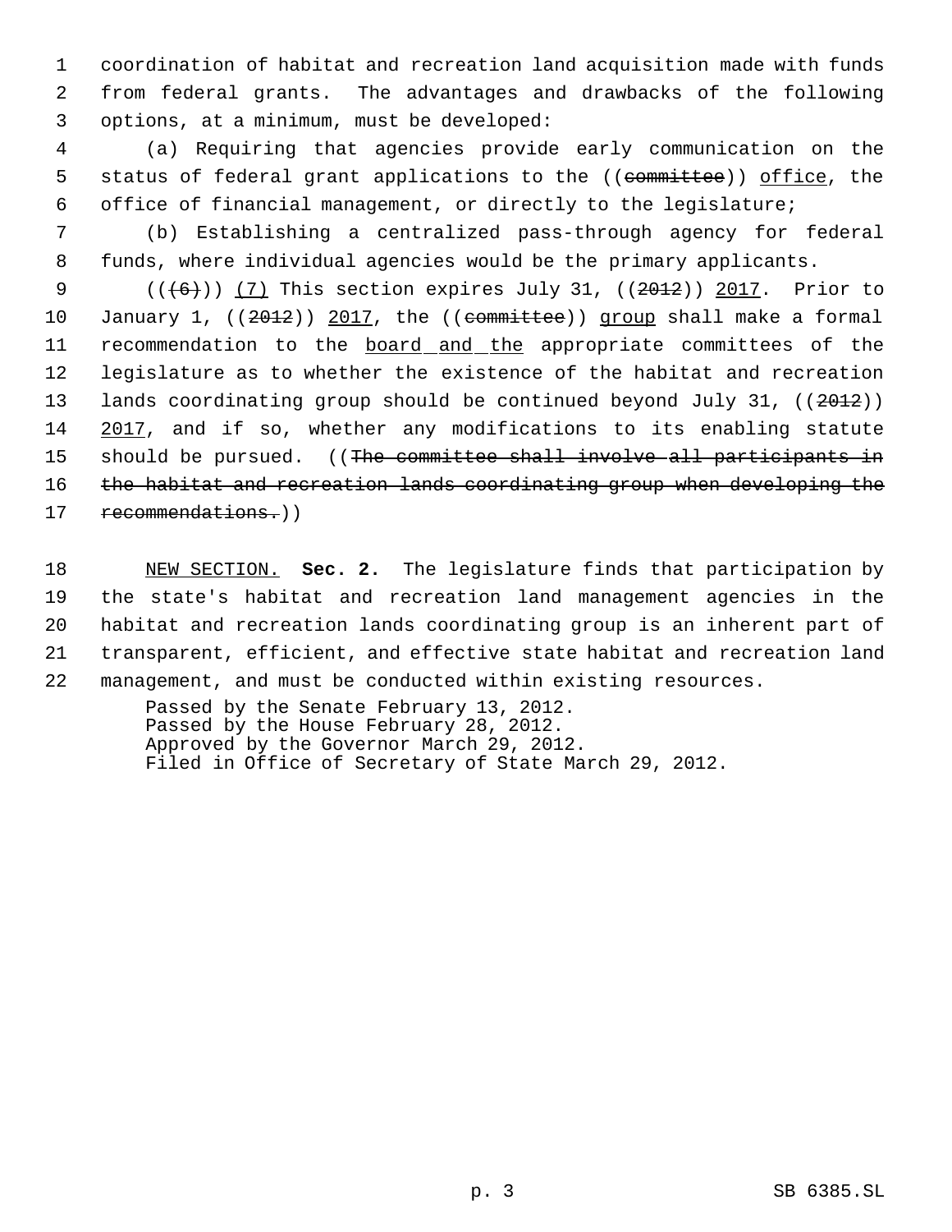coordination of habitat and recreation land acquisition made with funds from federal grants. The advantages and drawbacks of the following options, at a minimum, must be developed:

(a) Requiring that agencies provide early communication on the status of federal grant applications to the ((~~committee~~)) office, the office of financial management, or directly to the legislature;

(b) Establishing a centralized pass-through agency for federal funds, where individual agencies would be the primary applicants.

((~~(6)~~)) (7) This section expires July 31, ((~~2012~~)) 2017. Prior to January 1, ((~~2012~~)) 2017, the ((~~committee~~)) group shall make a formal recommendation to the board and the appropriate committees of the legislature as to whether the existence of the habitat and recreation lands coordinating group should be continued beyond July 31, ((~~2012~~)) 2017, and if so, whether any modifications to its enabling statute should be pursued. ((~~The committee shall involve all participants in the habitat and recreation lands coordinating group when developing the recommendations.~~))

NEW SECTION. **Sec. 2.** The legislature finds that participation by the state's habitat and recreation land management agencies in the habitat and recreation lands coordinating group is an inherent part of transparent, efficient, and effective state habitat and recreation land management, and must be conducted within existing resources.

Passed by the Senate February 13, 2012.
Passed by the House February 28, 2012.
Approved by the Governor March 29, 2012.
Filed in Office of Secretary of State March 29, 2012.